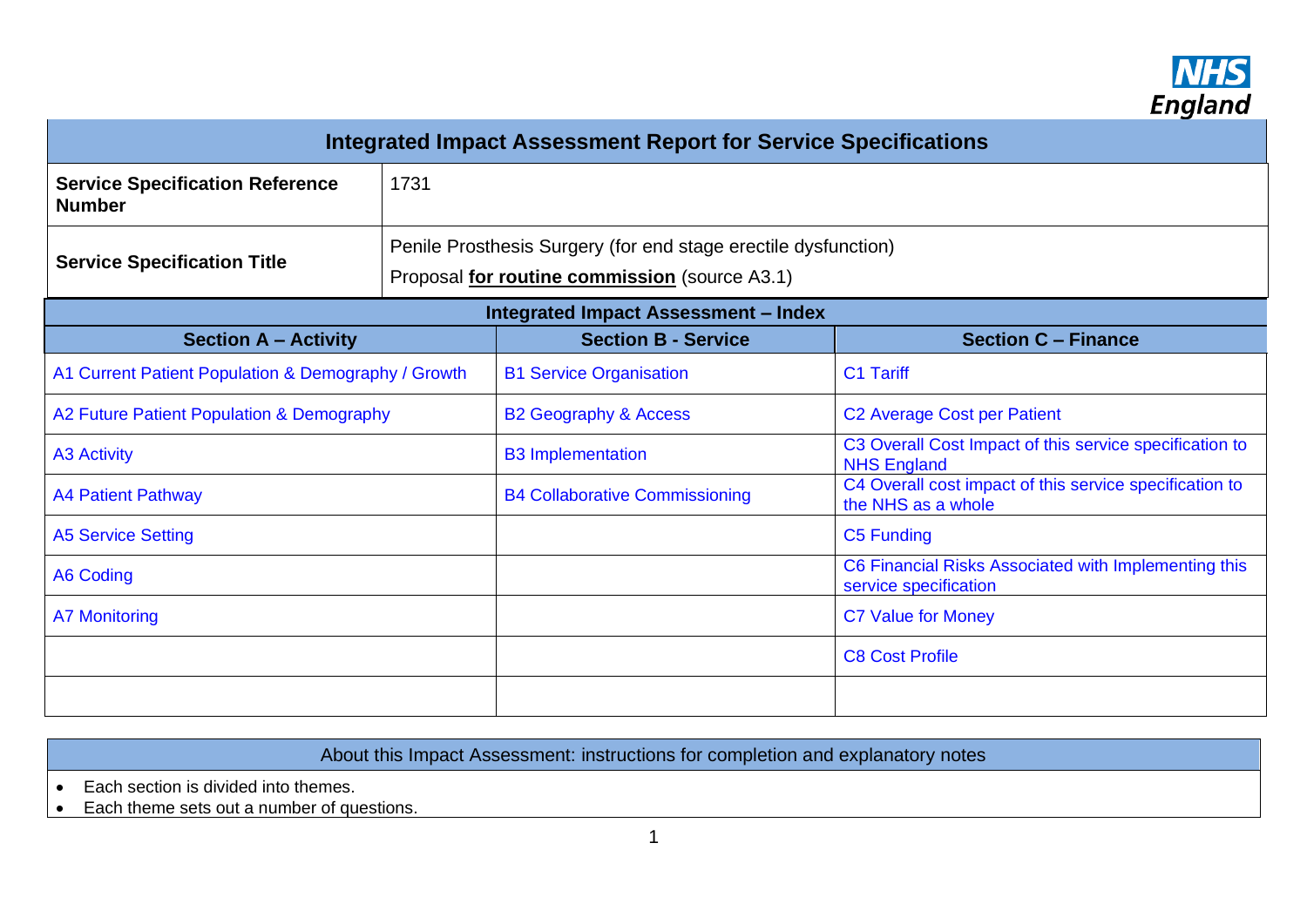# Integrated Impact Assessment Report for Service Specifications

| | |
|---|---|
| **Service Specification Reference Number** | 1731 |
| **Service Specification Title** | Penile Prosthesis Surgery (for end stage erectile dysfunction)<br>Proposal **for routine commission** (source A3.1) |

## Integrated Impact Assessment – Index

| Section A – Activity | Section B - Service | Section C – Finance |
|---|---|---|
| A1 Current Patient Population & Demography / Growth | B1 Service Organisation | C1 Tariff |
| A2 Future Patient Population & Demography | B2 Geography & Access | C2 Average Cost per Patient |
| A3 Activity | B3 Implementation | C3 Overall Cost Impact of this service specification to NHS England |
| A4 Patient Pathway | B4 Collaborative Commissioning | C4 Overall cost impact of this service specification to the NHS as a whole |
| A5 Service Setting | | C5 Funding |
| A6 Coding | | C6 Financial Risks Associated with Implementing this service specification |
| A7 Monitoring | | C7 Value for Money |
| | | C8 Cost Profile |
| | | |

## About this Impact Assessment: instructions for completion and explanatory notes

- Each section is divided into themes.
- Each theme sets out a number of questions.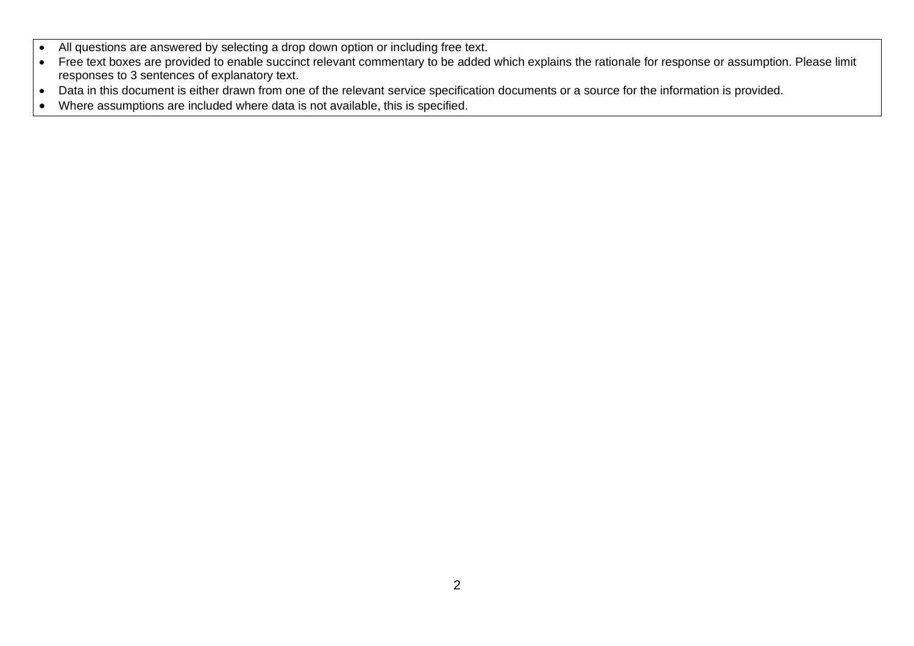- All questions are answered by selecting a drop down option or including free text.
- Free text boxes are provided to enable succinct relevant commentary to be added which explains the rationale for response or assumption. Please limit responses to 3 sentences of explanatory text.
- Data in this document is either drawn from one of the relevant service specification documents or a source for the information is provided.
- Where assumptions are included where data is not available, this is specified.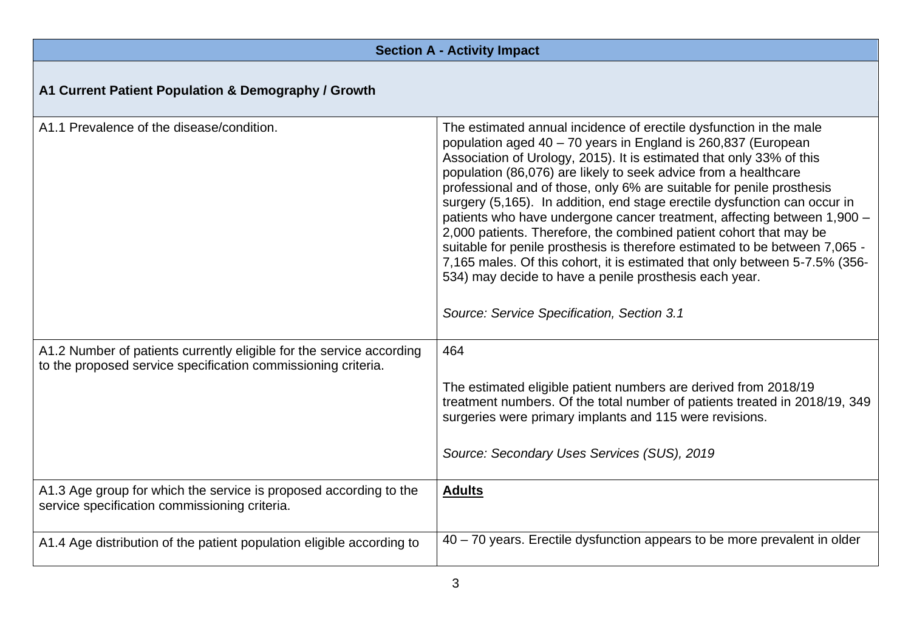| Section A - Activity Impact | |
|---|---|
| **A1 Current Patient Population & Demography / Growth** | |
| A1.1 Prevalence of the disease/condition. | The estimated annual incidence of erectile dysfunction in the male population aged 40 – 70 years in England is 260,837 (European Association of Urology, 2015). It is estimated that only 33% of this population (86,076) are likely to seek advice from a healthcare professional and of those, only 6% are suitable for penile prosthesis surgery (5,165). In addition, end stage erectile dysfunction can occur in patients who have undergone cancer treatment, affecting between 1,900 – 2,000 patients. Therefore, the combined patient cohort that may be suitable for penile prosthesis is therefore estimated to be between 7,065 - 7,165 males. Of this cohort, it is estimated that only between 5-7.5% (356-534) may decide to have a penile prosthesis each year.<br><br>*Source: Service Specification, Section 3.1* |
| A1.2 Number of patients currently eligible for the service according to the proposed service specification commissioning criteria. | 464<br><br>The estimated eligible patient numbers are derived from 2018/19 treatment numbers. Of the total number of patients treated in 2018/19, 349 surgeries were primary implants and 115 were revisions.<br><br>*Source: Secondary Uses Services (SUS), 2019* |
| A1.3 Age group for which the service is proposed according to the service specification commissioning criteria. | **Adults** |
| A1.4 Age distribution of the patient population eligible according to | 40 – 70 years. Erectile dysfunction appears to be more prevalent in older |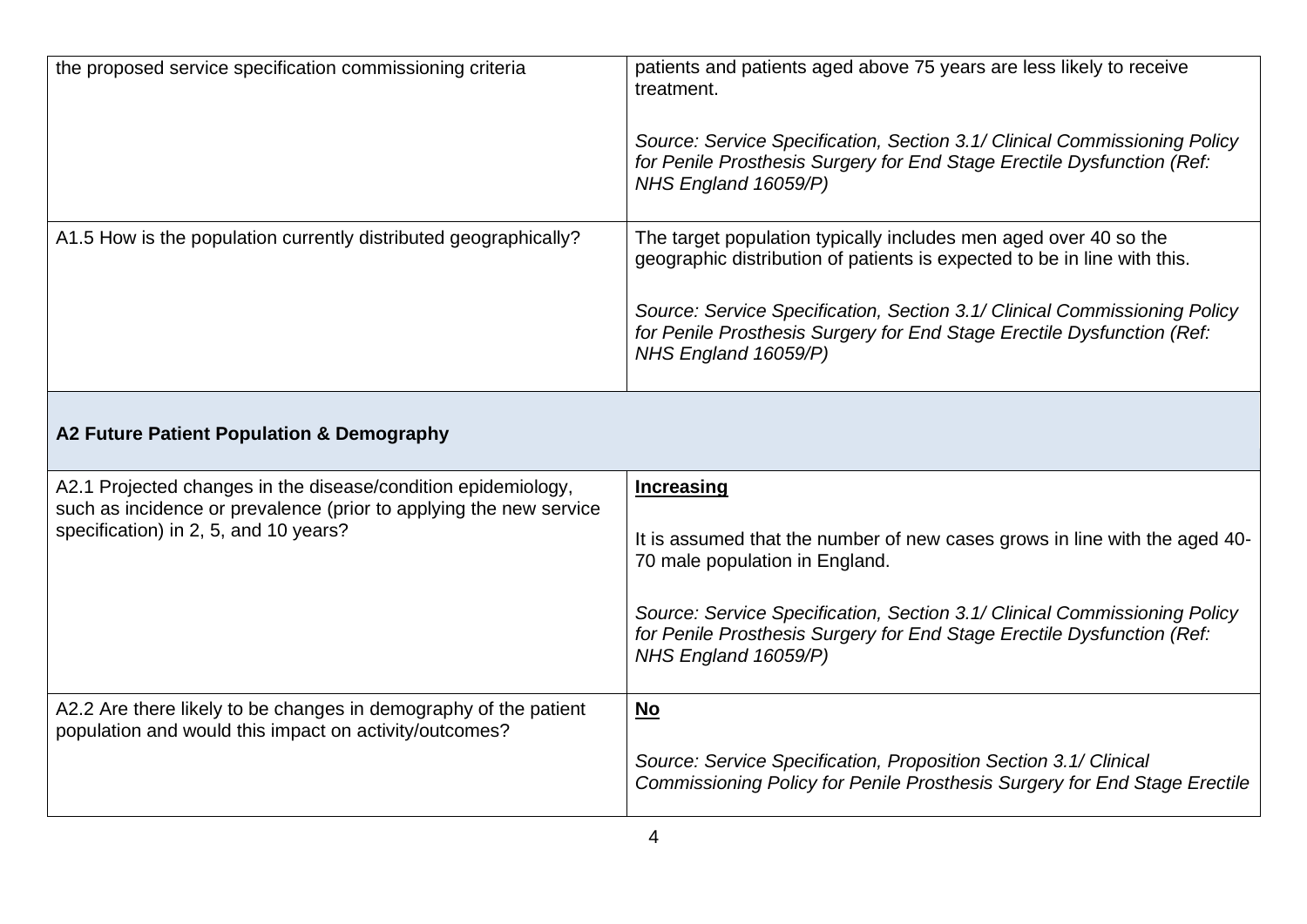| | |
|---|---|
| the proposed service specification commissioning criteria | patients and patients aged above 75 years are less likely to receive treatment.<br><br>*Source: Service Specification, Section 3.1/ Clinical Commissioning Policy for Penile Prosthesis Surgery for End Stage Erectile Dysfunction (Ref: NHS England 16059/P)* |
| A1.5 How is the population currently distributed geographically? | The target population typically includes men aged over 40 so the geographic distribution of patients is expected to be in line with this.<br><br>*Source: Service Specification, Section 3.1/ Clinical Commissioning Policy for Penile Prosthesis Surgery for End Stage Erectile Dysfunction (Ref: NHS England 16059/P)* |
| **A2 Future Patient Population & Demography** | |
| A2.1 Projected changes in the disease/condition epidemiology, such as incidence or prevalence (prior to applying the new service specification) in 2, 5, and 10 years? | **Increasing**<br><br>It is assumed that the number of new cases grows in line with the aged 40-70 male population in England.<br><br>*Source: Service Specification, Section 3.1/ Clinical Commissioning Policy for Penile Prosthesis Surgery for End Stage Erectile Dysfunction (Ref: NHS England 16059/P)* |
| A2.2 Are there likely to be changes in demography of the patient population and would this impact on activity/outcomes? | **No**<br><br>*Source: Service Specification, Proposition Section 3.1/ Clinical Commissioning Policy for Penile Prosthesis Surgery for End Stage Erectile* |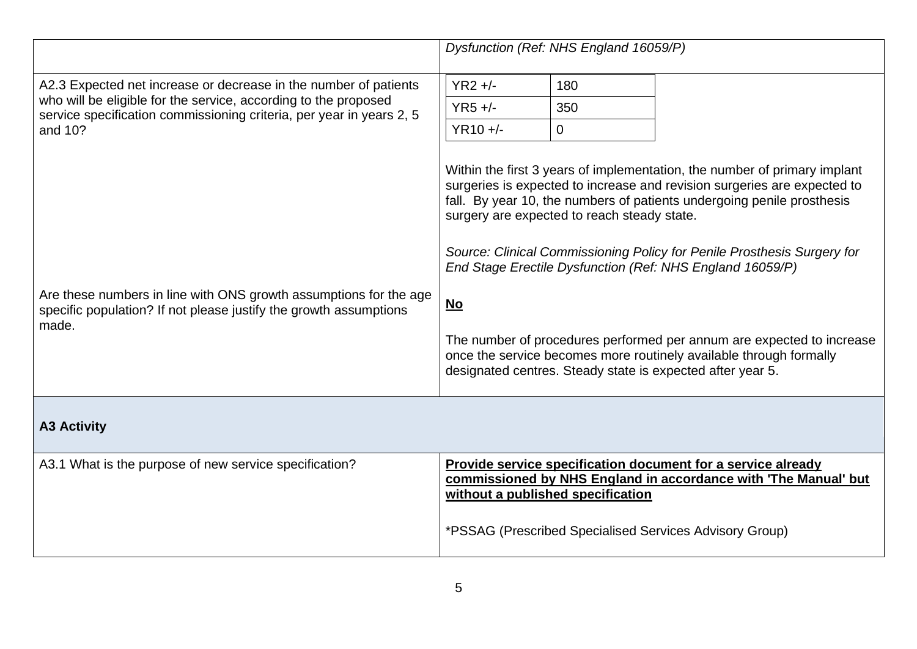| | |
|---|---|
| | *Dysfunction (Ref: NHS England 16059/P)* |
| A2.3 Expected net increase or decrease in the number of patients who will be eligible for the service, according to the proposed service specification commissioning criteria, per year in years 2, 5 and 10? | YR2 +/- 180<br>YR5 +/- 350<br>YR10 +/- 0<br><br>Within the first 3 years of implementation, the number of primary implant surgeries is expected to increase and revision surgeries are expected to fall. By year 10, the numbers of patients undergoing penile prosthesis surgery are expected to reach steady state.<br><br>*Source: Clinical Commissioning Policy for Penile Prosthesis Surgery for End Stage Erectile Dysfunction (Ref: NHS England 16059/P)* |
| Are these numbers in line with ONS growth assumptions for the age specific population? If not please justify the growth assumptions made. | **No**<br><br>The number of procedures performed per annum are expected to increase once the service becomes more routinely available through formally designated centres. Steady state is expected after year 5. |
| **A3 Activity** | |
| A3.1 What is the purpose of new service specification? | **Provide service specification document for a service already commissioned by NHS England in accordance with 'The Manual' but without a published specification**<br><br>*PSSAG (Prescribed Specialised Services Advisory Group) |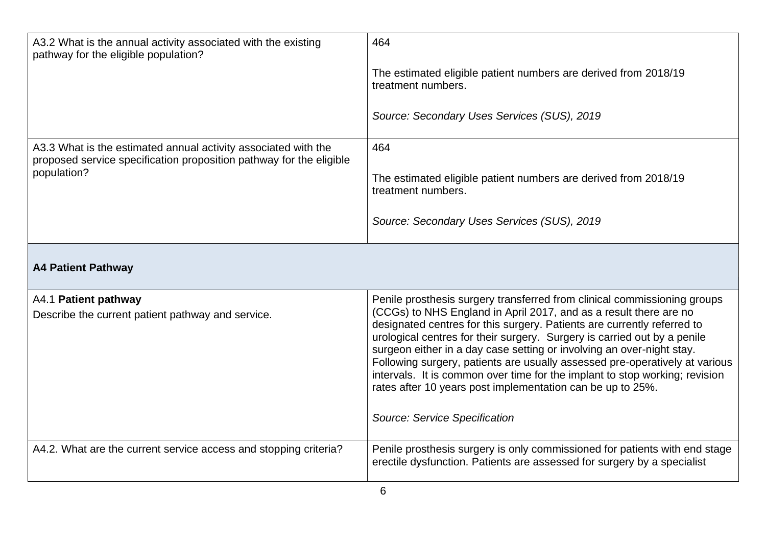| | |
|---|---|
| A3.2 What is the annual activity associated with the existing pathway for the eligible population? | 464<br><br>The estimated eligible patient numbers are derived from 2018/19 treatment numbers.<br><br>*Source: Secondary Uses Services (SUS), 2019* |
| A3.3 What is the estimated annual activity associated with the proposed service specification proposition pathway for the eligible population? | 464<br><br>The estimated eligible patient numbers are derived from 2018/19 treatment numbers.<br><br>*Source: Secondary Uses Services (SUS), 2019* |
| **A4 Patient Pathway** | |
| A4.1 **Patient pathway**<br>Describe the current patient pathway and service. | Penile prosthesis surgery transferred from clinical commissioning groups (CCGs) to NHS England in April 2017, and as a result there are no designated centres for this surgery. Patients are currently referred to urological centres for their surgery. Surgery is carried out by a penile surgeon either in a day case setting or involving an over-night stay. Following surgery, patients are usually assessed pre-operatively at various intervals. It is common over time for the implant to stop working; revision rates after 10 years post implementation can be up to 25%.<br><br>*Source: Service Specification* |
| A4.2. What are the current service access and stopping criteria? | Penile prosthesis surgery is only commissioned for patients with end stage erectile dysfunction. Patients are assessed for surgery by a specialist |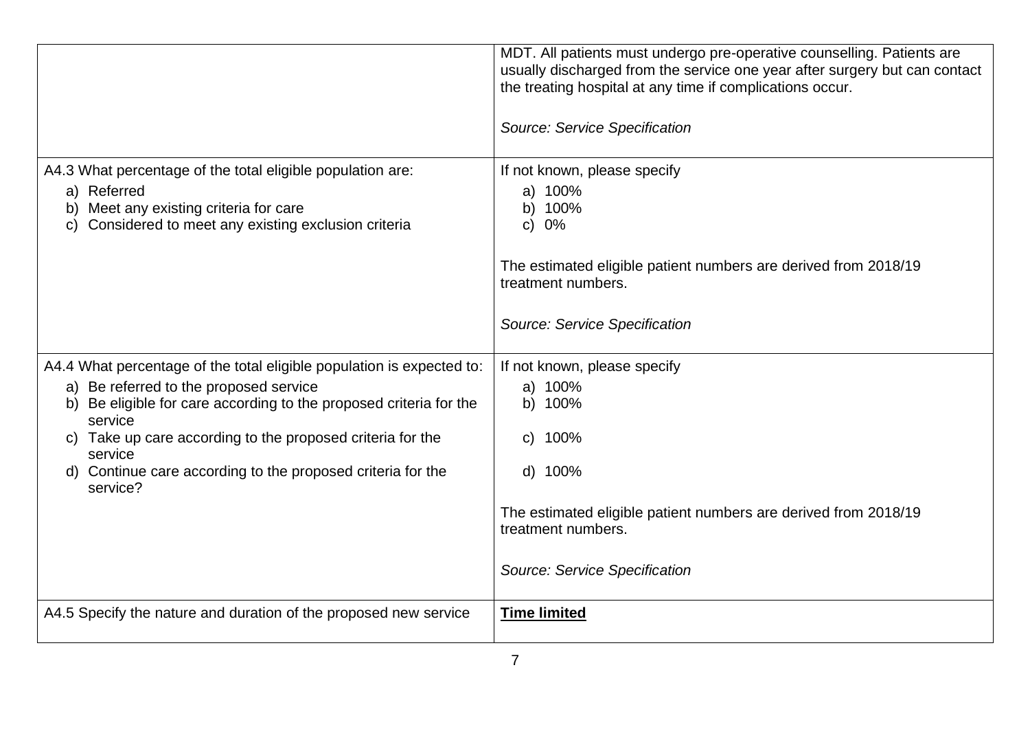| | |
|---|---|
| | MDT. All patients must undergo pre-operative counselling. Patients are usually discharged from the service one year after surgery but can contact the treating hospital at any time if complications occur.<br><br>*Source: Service Specification* |
| A4.3 What percentage of the total eligible population are:<br>a) Referred<br>b) Meet any existing criteria for care<br>c) Considered to meet any existing exclusion criteria | If not known, please specify<br>a) 100%<br>b) 100%<br>c) 0%<br><br>The estimated eligible patient numbers are derived from 2018/19 treatment numbers.<br><br>*Source: Service Specification* |
| A4.4 What percentage of the total eligible population is expected to:<br>a) Be referred to the proposed service<br>b) Be eligible for care according to the proposed criteria for the service<br>c) Take up care according to the proposed criteria for the service<br>d) Continue care according to the proposed criteria for the service? | If not known, please specify<br>a) 100%<br>b) 100%<br>c) 100%<br>d) 100%<br><br>The estimated eligible patient numbers are derived from 2018/19 treatment numbers.<br><br>*Source: Service Specification* |
| A4.5 Specify the nature and duration of the proposed new service | **Time limited** |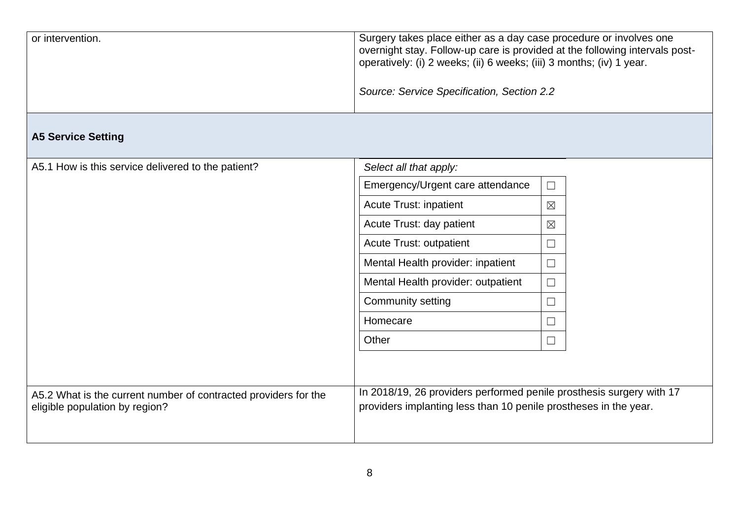| | |
|---|---|
| or intervention. | Surgery takes place either as a day case procedure or involves one overnight stay. Follow-up care is provided at the following intervals post-operatively: (i) 2 weeks; (ii) 6 weeks; (iii) 3 months; (iv) 1 year.<br><br>*Source: Service Specification, Section 2.2* |

**A5 Service Setting**

| | |
|---|---|
| A5.1 How is this service delivered to the patient? | *Select all that apply:*<br>Emergency/Urgent care attendance ☐<br>Acute Trust: inpatient ☒<br>Acute Trust: day patient ☒<br>Acute Trust: outpatient ☐<br>Mental Health provider: inpatient ☐<br>Mental Health provider: outpatient ☐<br>Community setting ☐<br>Homecare ☐<br>Other ☐ |
| A5.2 What is the current number of contracted providers for the eligible population by region? | In 2018/19, 26 providers performed penile prosthesis surgery with 17 providers implanting less than 10 penile prostheses in the year. |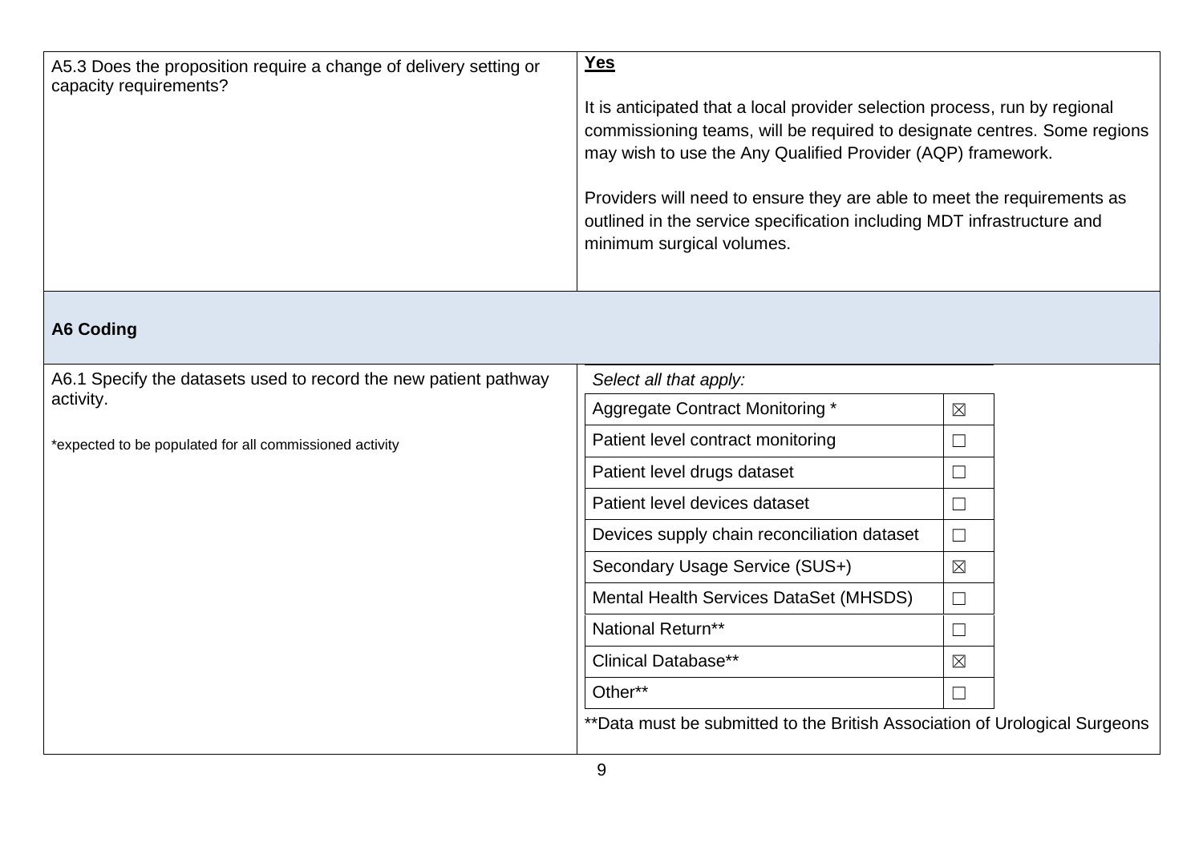| A5.3 Does the proposition require a change of delivery setting or capacity requirements? | **Yes**<br><br>It is anticipated that a local provider selection process, run by regional commissioning teams, will be required to designate centres. Some regions may wish to use the Any Qualified Provider (AQP) framework.<br><br>Providers will need to ensure they are able to meet the requirements as outlined in the service specification including MDT infrastructure and minimum surgical volumes. |
|---|---|

## A6 Coding

A6.1 Specify the datasets used to record the new patient pathway activity.

*expected to be populated for all commissioned activity

*Select all that apply:*

| Dataset | Selected |
|---|---|
| Aggregate Contract Monitoring * | ☒ |
| Patient level contract monitoring | ☐ |
| Patient level drugs dataset | ☐ |
| Patient level devices dataset | ☐ |
| Devices supply chain reconciliation dataset | ☐ |
| Secondary Usage Service (SUS+) | ☒ |
| Mental Health Services DataSet (MHSDS) | ☐ |
| National Return** | ☐ |
| Clinical Database** | ☒ |
| Other** | ☐ |

**Data must be submitted to the British Association of Urological Surgeons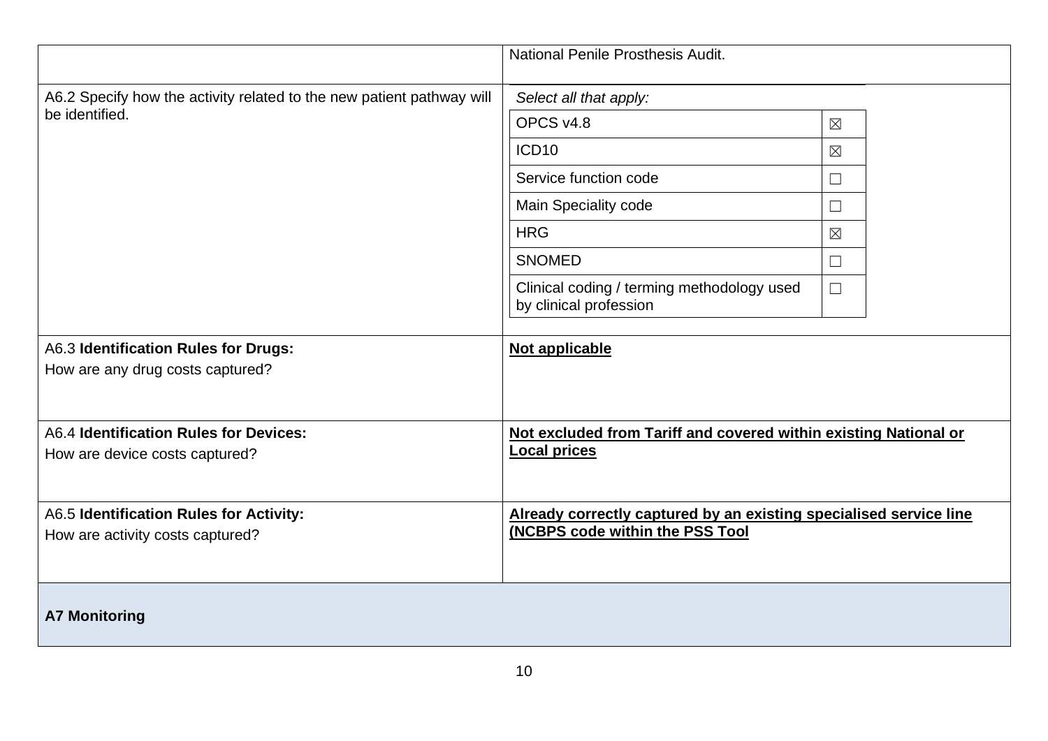| | |
|---|---|
| | National Penile Prosthesis Audit. |
| A6.2 Specify how the activity related to the new patient pathway will be identified. | *Select all that apply:*<br>OPCS v4.8 ☒<br>ICD10 ☒<br>Service function code ☐<br>Main Speciality code ☐<br>HRG ☒<br>SNOMED ☐<br>Clinical coding / terming methodology used by clinical profession ☐ |
| A6.3 **Identification Rules for Drugs:**<br>How are any drug costs captured? | **Not applicable** |
| A6.4 **Identification Rules for Devices:**<br>How are device costs captured? | **Not excluded from Tariff and covered within existing National or Local prices** |
| A6.5 **Identification Rules for Activity:**<br>How are activity costs captured? | **Already correctly captured by an existing specialised service line (NCBPS code within the PSS Tool** |

**A7 Monitoring**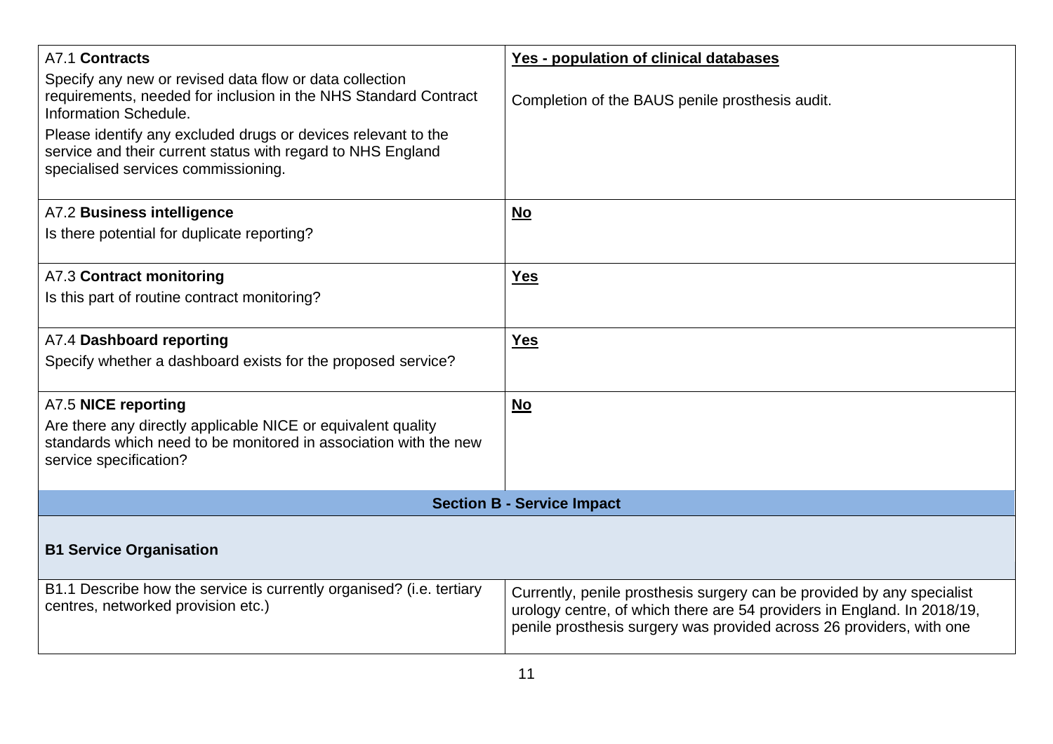| | |
|---|---|
| A7.1 **Contracts**<br>Specify any new or revised data flow or data collection requirements, needed for inclusion in the NHS Standard Contract Information Schedule.<br>Please identify any excluded drugs or devices relevant to the service and their current status with regard to NHS England specialised services commissioning. | **Yes - population of clinical databases**<br><br>Completion of the BAUS penile prosthesis audit. |
| A7.2 **Business intelligence**<br>Is there potential for duplicate reporting? | **No** |
| A7.3 **Contract monitoring**<br>Is this part of routine contract monitoring? | **Yes** |
| A7.4 **Dashboard reporting**<br>Specify whether a dashboard exists for the proposed service? | **Yes** |
| A7.5 **NICE reporting**<br>Are there any directly applicable NICE or equivalent quality standards which need to be monitored in association with the new service specification? | **No** |
| **Section B - Service Impact** | |
| **B1 Service Organisation** | |
| B1.1 Describe how the service is currently organised? (i.e. tertiary centres, networked provision etc.) | Currently, penile prosthesis surgery can be provided by any specialist urology centre, of which there are 54 providers in England. In 2018/19, penile prosthesis surgery was provided across 26 providers, with one |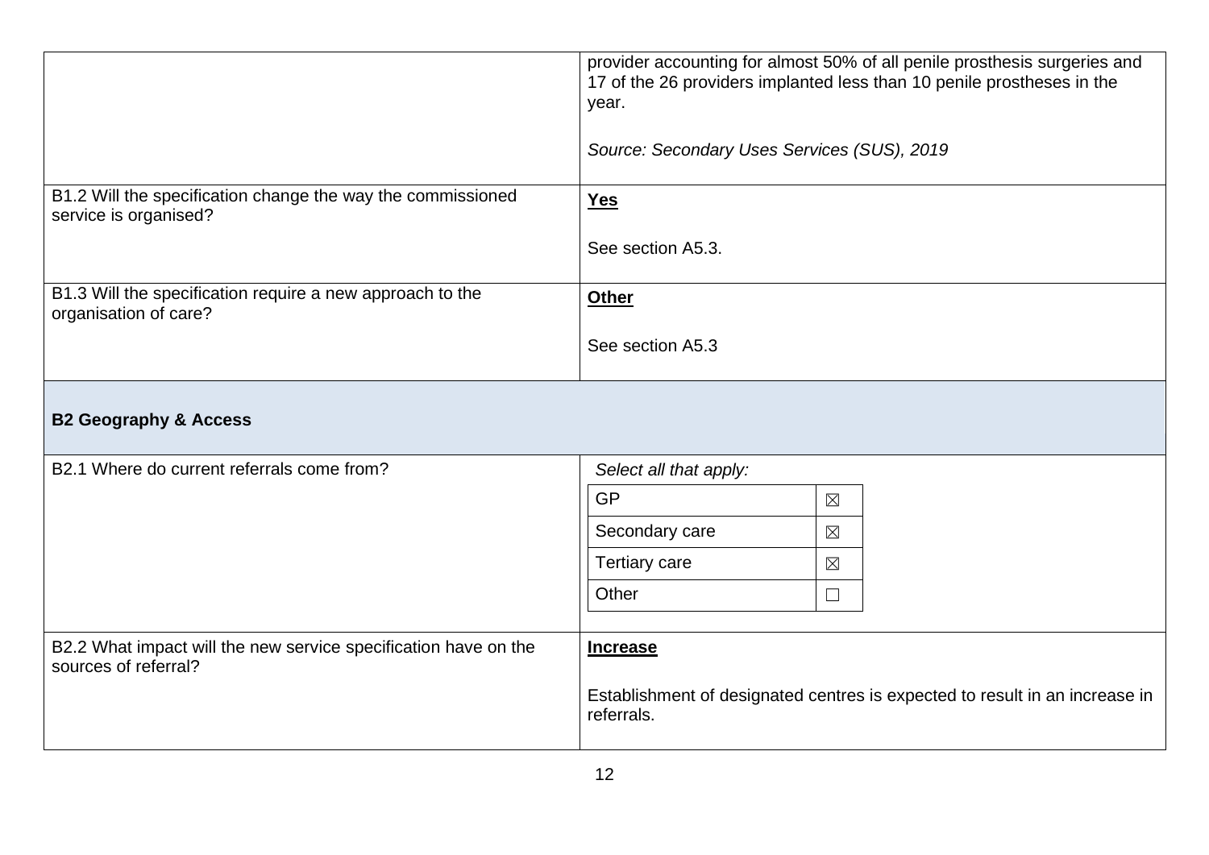| | |
|---|---|
| | provider accounting for almost 50% of all penile prosthesis surgeries and 17 of the 26 providers implanted less than 10 penile prostheses in the year.<br><br>*Source: Secondary Uses Services (SUS), 2019* |
| B1.2 Will the specification change the way the commissioned service is organised? | **Yes**<br><br>See section A5.3. |
| B1.3 Will the specification require a new approach to the organisation of care? | **Other**<br><br>See section A5.3 |
| **B2 Geography & Access** | |
| B2.1 Where do current referrals come from? | *Select all that apply:*<br>GP ☒<br>Secondary care ☒<br>Tertiary care ☒<br>Other ☐ |
| B2.2 What impact will the new service specification have on the sources of referral? | **Increase**<br><br>Establishment of designated centres is expected to result in an increase in referrals. |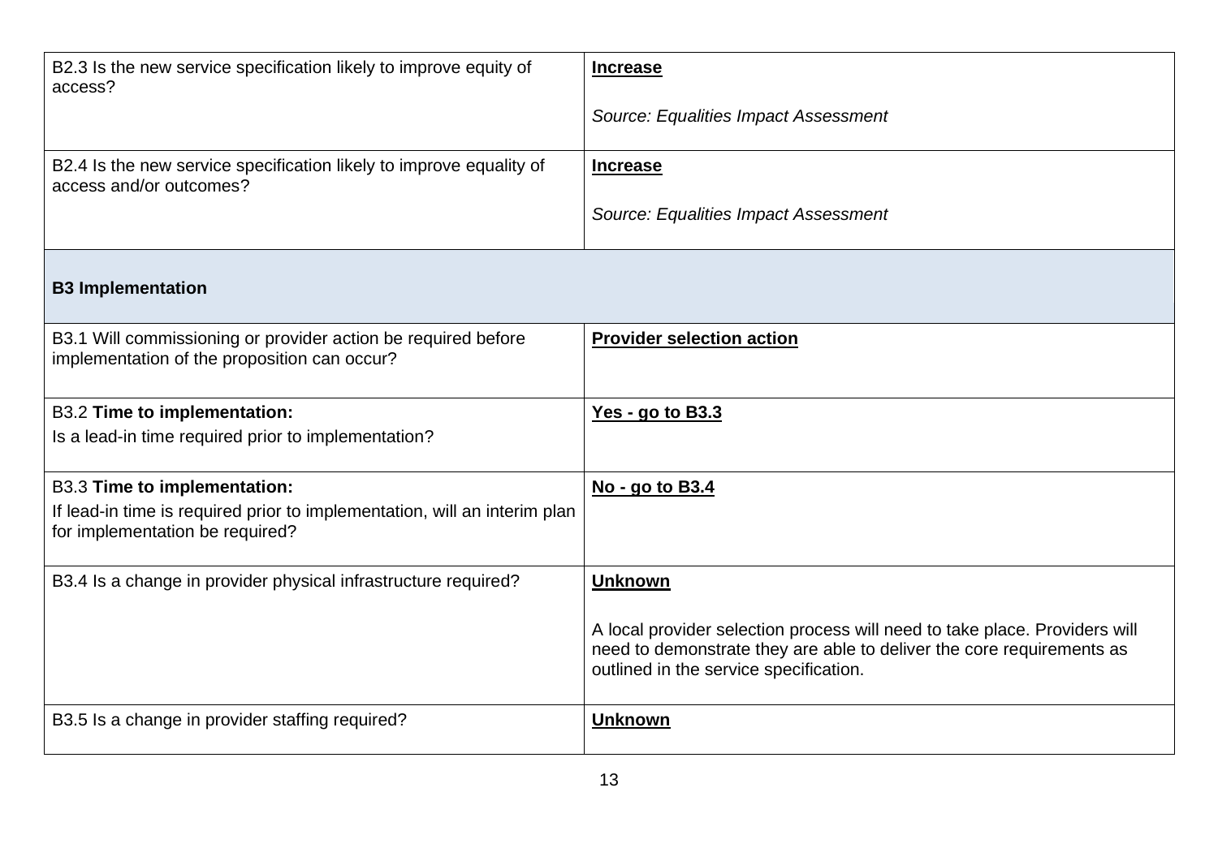| | |
|---|---|
| B2.3 Is the new service specification likely to improve equity of access? | **Increase**<br><br>*Source: Equalities Impact Assessment* |
| B2.4 Is the new service specification likely to improve equality of access and/or outcomes? | **Increase**<br><br>*Source: Equalities Impact Assessment* |
| **B3 Implementation** | |
| B3.1 Will commissioning or provider action be required before implementation of the proposition can occur? | **Provider selection action** |
| B3.2 **Time to implementation:**<br>Is a lead-in time required prior to implementation? | **Yes - go to B3.3** |
| B3.3 **Time to implementation:**<br>If lead-in time is required prior to implementation, will an interim plan for implementation be required? | **No - go to B3.4** |
| B3.4 Is a change in provider physical infrastructure required? | **Unknown**<br><br>A local provider selection process will need to take place. Providers will need to demonstrate they are able to deliver the core requirements as outlined in the service specification. |
| B3.5 Is a change in provider staffing required? | **Unknown** |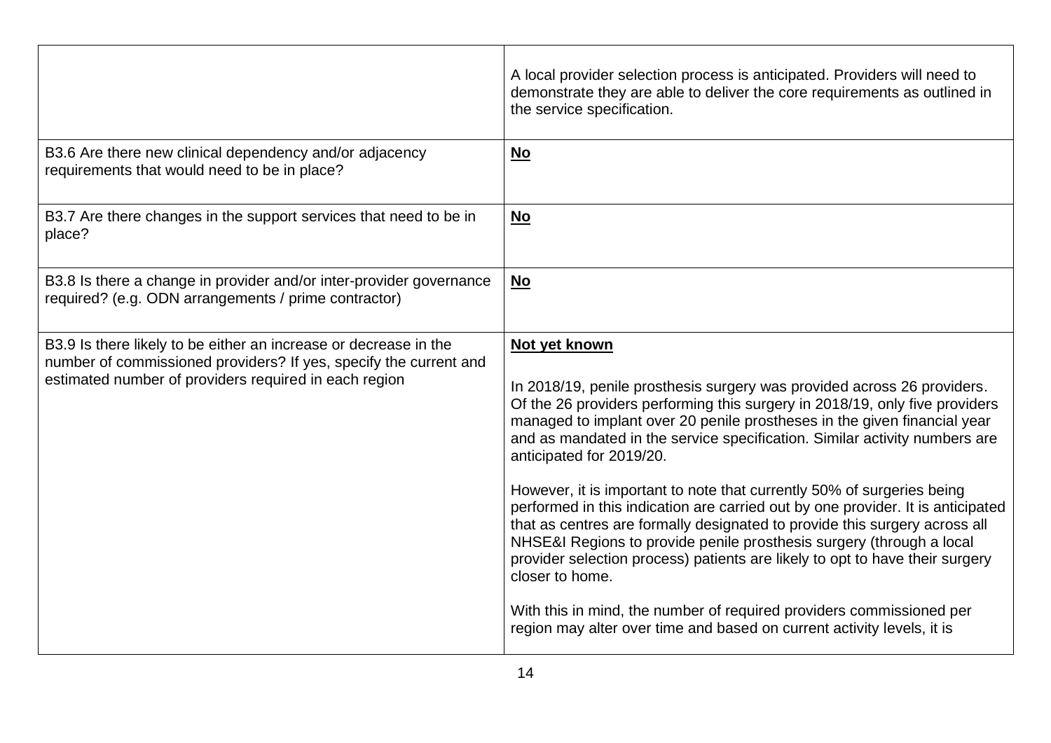| | |
|---|---|
| | A local provider selection process is anticipated. Providers will need to demonstrate they are able to deliver the core requirements as outlined in the service specification. |
| B3.6 Are there new clinical dependency and/or adjacency requirements that would need to be in place? | **No** |
| B3.7 Are there changes in the support services that need to be in place? | **No** |
| B3.8 Is there a change in provider and/or inter-provider governance required? (e.g. ODN arrangements / prime contractor) | **No** |
| B3.9 Is there likely to be either an increase or decrease in the number of commissioned providers? If yes, specify the current and estimated number of providers required in each region | **Not yet known**<br><br>In 2018/19, penile prosthesis surgery was provided across 26 providers. Of the 26 providers performing this surgery in 2018/19, only five providers managed to implant over 20 penile prostheses in the given financial year and as mandated in the service specification. Similar activity numbers are anticipated for 2019/20.<br><br>However, it is important to note that currently 50% of surgeries being performed in this indication are carried out by one provider. It is anticipated that as centres are formally designated to provide this surgery across all NHSE&I Regions to provide penile prosthesis surgery (through a local provider selection process) patients are likely to opt to have their surgery closer to home.<br><br>With this in mind, the number of required providers commissioned per region may alter over time and based on current activity levels, it is |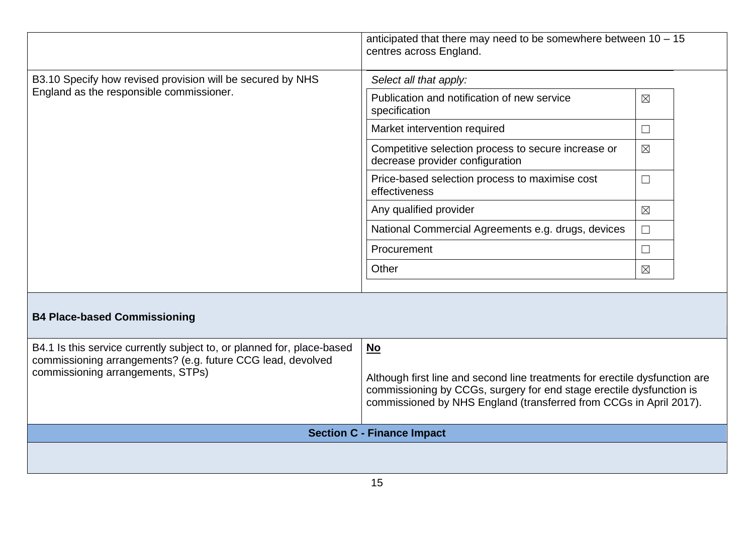| | |
|---|---|
| | anticipated that there may need to be somewhere between 10 – 15 centres across England. |
| B3.10 Specify how revised provision will be secured by NHS England as the responsible commissioner. | *Select all that apply:*<br>Publication and notification of new service specification ☒<br>Market intervention required ☐<br>Competitive selection process to secure increase or decrease provider configuration ☒<br>Price-based selection process to maximise cost effectiveness ☐<br>Any qualified provider ☒<br>National Commercial Agreements e.g. drugs, devices ☐<br>Procurement ☐<br>Other ☒ |
| **B4 Place-based Commissioning** | |
| B4.1 Is this service currently subject to, or planned for, place-based commissioning arrangements? (e.g. future CCG lead, devolved commissioning arrangements, STPs) | **No**<br><br>Although first line and second line treatments for erectile dysfunction are commissioning by CCGs, surgery for end stage erectile dysfunction is commissioned by NHS England (transferred from CCGs in April 2017). |
| **Section C - Finance Impact** | |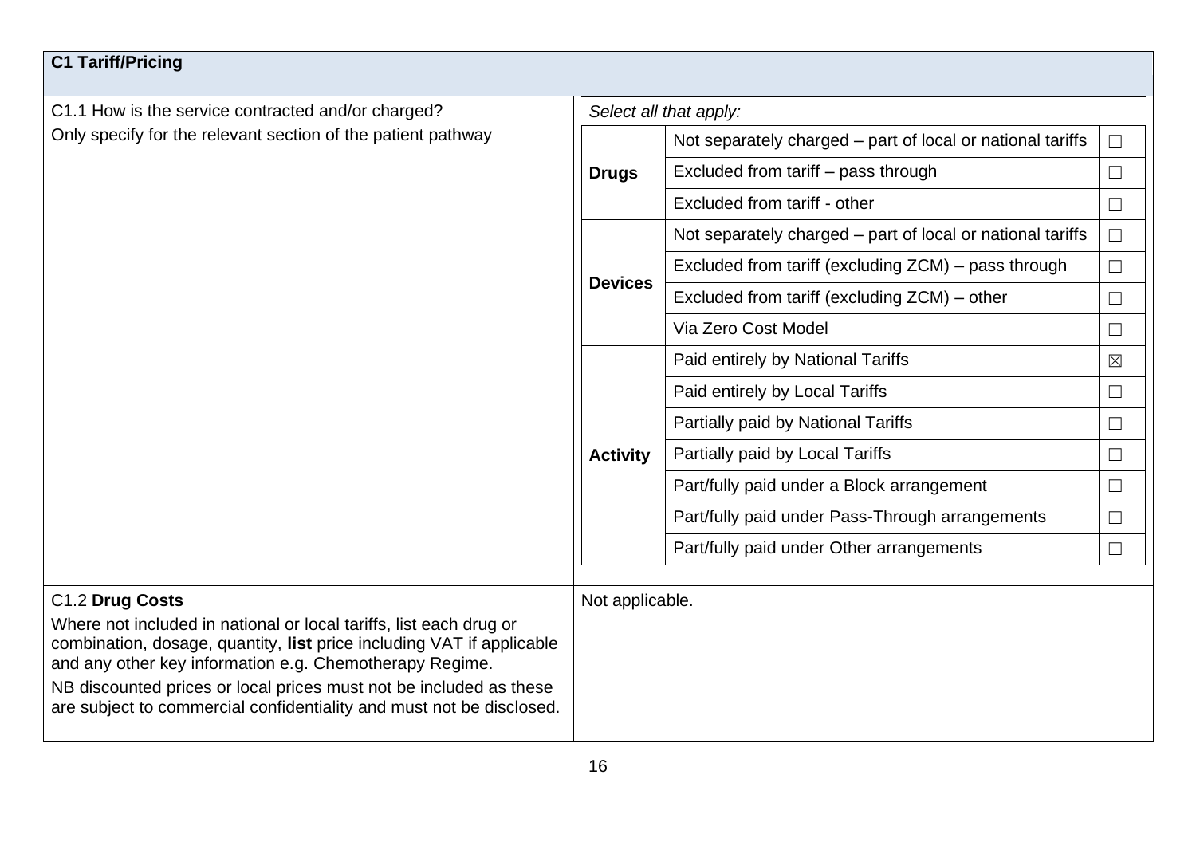## C1 Tariff/Pricing

| Question | | | | |
|---|---|---|---|---|
| C1.1 How is the service contracted and/or charged?<br>Only specify for the relevant section of the patient pathway | *Select all that apply:* | | | |
| | **Drugs** | Not separately charged – part of local or national tariffs | ☐ | |
| | | Excluded from tariff – pass through | ☐ | |
| | | Excluded from tariff - other | ☐ | |
| | **Devices** | Not separately charged – part of local or national tariffs | ☐ | |
| | | Excluded from tariff (excluding ZCM) – pass through | ☐ | |
| | | Excluded from tariff (excluding ZCM) – other | ☐ | |
| | | Via Zero Cost Model | ☐ | |
| | **Activity** | Paid entirely by National Tariffs | ☒ | |
| | | Paid entirely by Local Tariffs | ☐ | |
| | | Partially paid by National Tariffs | ☐ | |
| | | Partially paid by Local Tariffs | ☐ | |
| | | Part/fully paid under a Block arrangement | ☐ | |
| | | Part/fully paid under Pass-Through arrangements | ☐ | |
| | | Part/fully paid under Other arrangements | ☐ | |
| C1.2 **Drug Costs**<br>Where not included in national or local tariffs, list each drug or combination, dosage, quantity, **list** price including VAT if applicable and any other key information e.g. Chemotherapy Regime.<br>NB discounted prices or local prices must not be included as these are subject to commercial confidentiality and must not be disclosed. | Not applicable. | | | |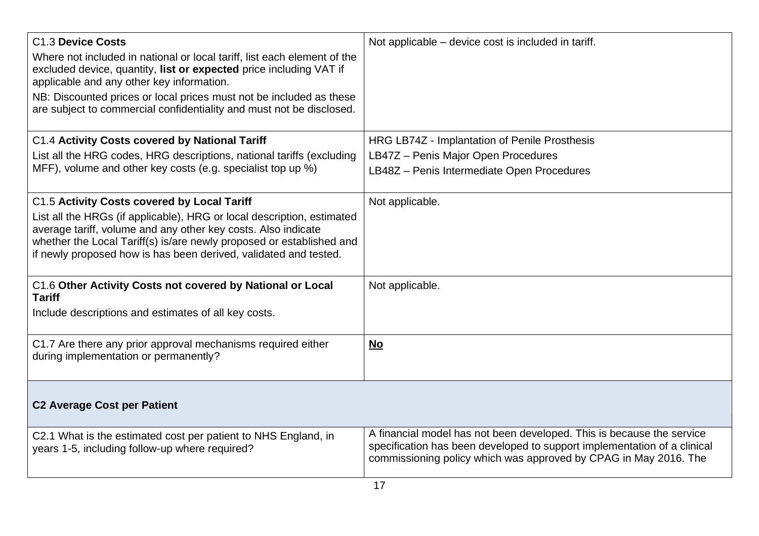| | |
|---|---|
| C1.3 **Device Costs**<br>Where not included in national or local tariff, list each element of the excluded device, quantity, **list or expected** price including VAT if applicable and any other key information.<br>NB: Discounted prices or local prices must not be included as these are subject to commercial confidentiality and must not be disclosed. | Not applicable – device cost is included in tariff. |
| C1.4 **Activity Costs covered by National Tariff**<br>List all the HRG codes, HRG descriptions, national tariffs (excluding MFF), volume and other key costs (e.g. specialist top up %) | HRG LB74Z - Implantation of Penile Prosthesis<br>LB47Z – Penis Major Open Procedures<br>LB48Z – Penis Intermediate Open Procedures |
| C1.5 **Activity Costs covered by Local Tariff**<br>List all the HRGs (if applicable), HRG or local description, estimated average tariff, volume and any other key costs. Also indicate whether the Local Tariff(s) is/are newly proposed or established and if newly proposed how is has been derived, validated and tested. | Not applicable. |
| C1.6 **Other Activity Costs not covered by National or Local Tariff**<br>Include descriptions and estimates of all key costs. | Not applicable. |
| C1.7 Are there any prior approval mechanisms required either during implementation or permanently? | **No** |
| **C2 Average Cost per Patient** | |
| C2.1 What is the estimated cost per patient to NHS England, in years 1-5, including follow-up where required? | A financial model has not been developed. This is because the service specification has been developed to support implementation of a clinical commissioning policy which was approved by CPAG in May 2016. The |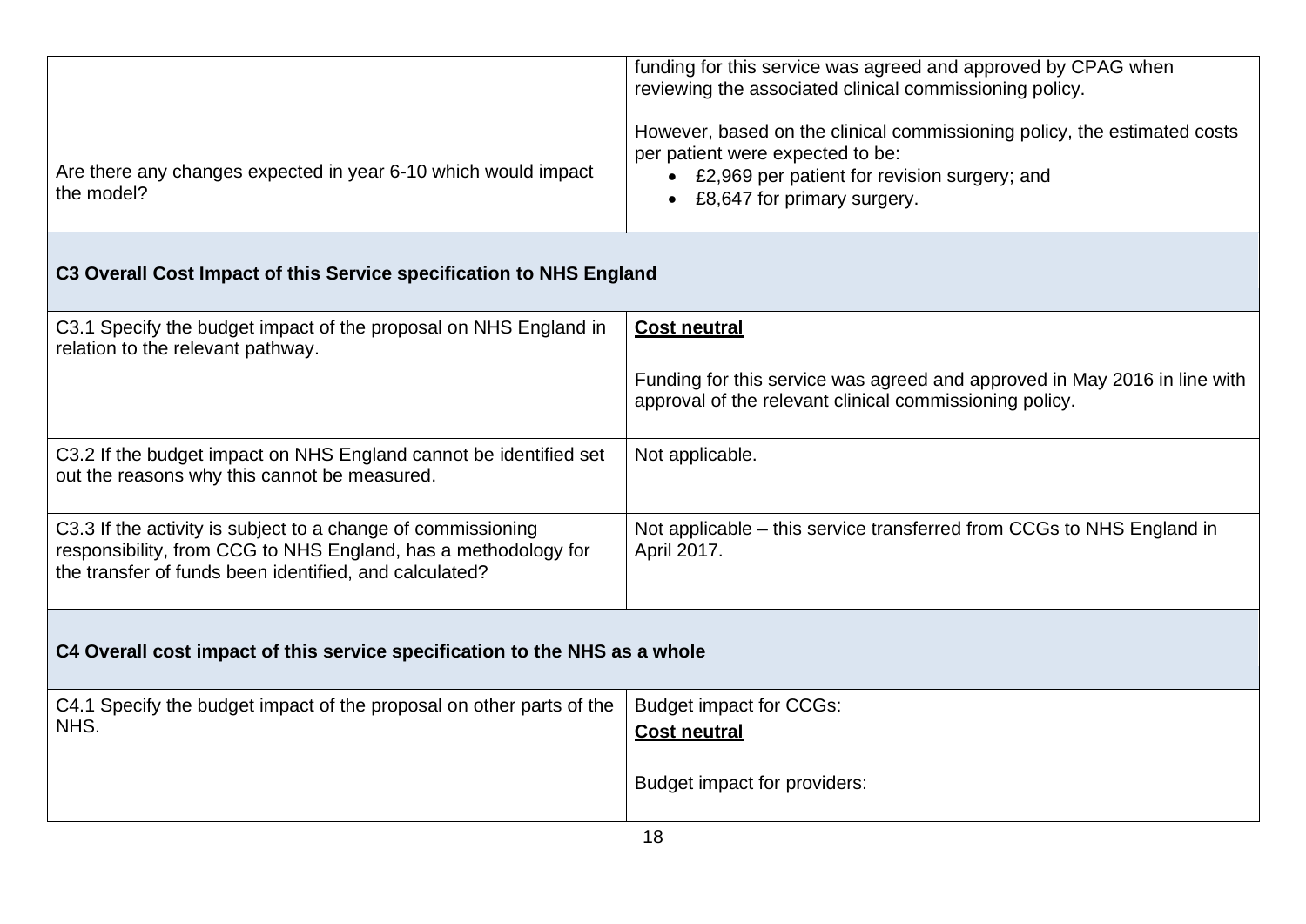| | |
|---|---|
| Are there any changes expected in year 6-10 which would impact the model? | funding for this service was agreed and approved by CPAG when reviewing the associated clinical commissioning policy.<br><br>However, based on the clinical commissioning policy, the estimated costs per patient were expected to be:<br>• £2,969 per patient for revision surgery; and<br>• £8,647 for primary surgery. |
| **C3 Overall Cost Impact of this Service specification to NHS England** | |
| C3.1 Specify the budget impact of the proposal on NHS England in relation to the relevant pathway. | <u>**Cost neutral**</u><br><br>Funding for this service was agreed and approved in May 2016 in line with approval of the relevant clinical commissioning policy. |
| C3.2 If the budget impact on NHS England cannot be identified set out the reasons why this cannot be measured. | Not applicable. |
| C3.3 If the activity is subject to a change of commissioning responsibility, from CCG to NHS England, has a methodology for the transfer of funds been identified, and calculated? | Not applicable – this service transferred from CCGs to NHS England in April 2017. |
| **C4 Overall cost impact of this service specification to the NHS as a whole** | |
| C4.1 Specify the budget impact of the proposal on other parts of the NHS. | Budget impact for CCGs:<br><u>**Cost neutral**</u><br><br>Budget impact for providers: |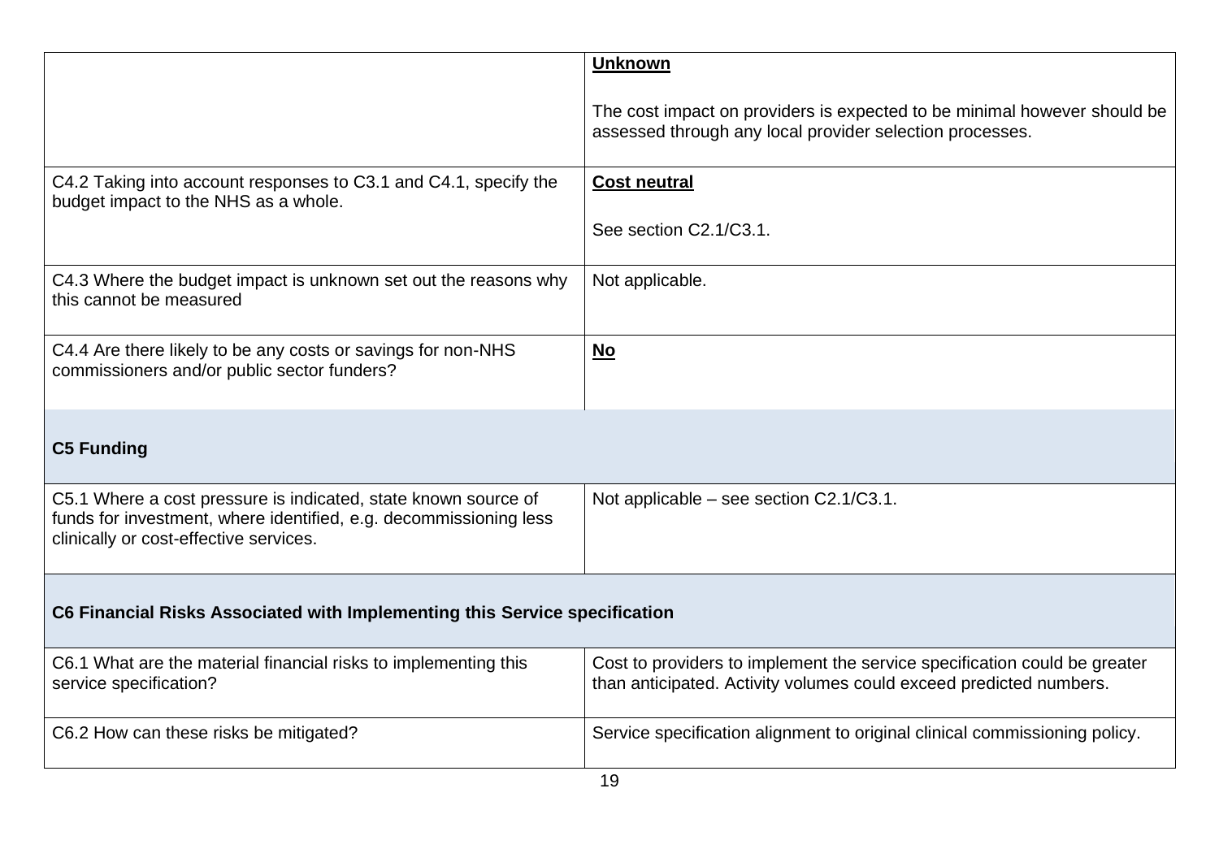| | |
|---|---|
| | **Unknown**<br><br>The cost impact on providers is expected to be minimal however should be assessed through any local provider selection processes. |
| C4.2 Taking into account responses to C3.1 and C4.1, specify the budget impact to the NHS as a whole. | **Cost neutral**<br><br>See section C2.1/C3.1. |
| C4.3 Where the budget impact is unknown set out the reasons why this cannot be measured | Not applicable. |
| C4.4 Are there likely to be any costs or savings for non-NHS commissioners and/or public sector funders? | **No** |
| **C5 Funding** | |
| C5.1 Where a cost pressure is indicated, state known source of funds for investment, where identified, e.g. decommissioning less clinically or cost-effective services. | Not applicable – see section C2.1/C3.1. |
| **C6 Financial Risks Associated with Implementing this Service specification** | |
| C6.1 What are the material financial risks to implementing this service specification? | Cost to providers to implement the service specification could be greater than anticipated. Activity volumes could exceed predicted numbers. |
| C6.2 How can these risks be mitigated? | Service specification alignment to original clinical commissioning policy. |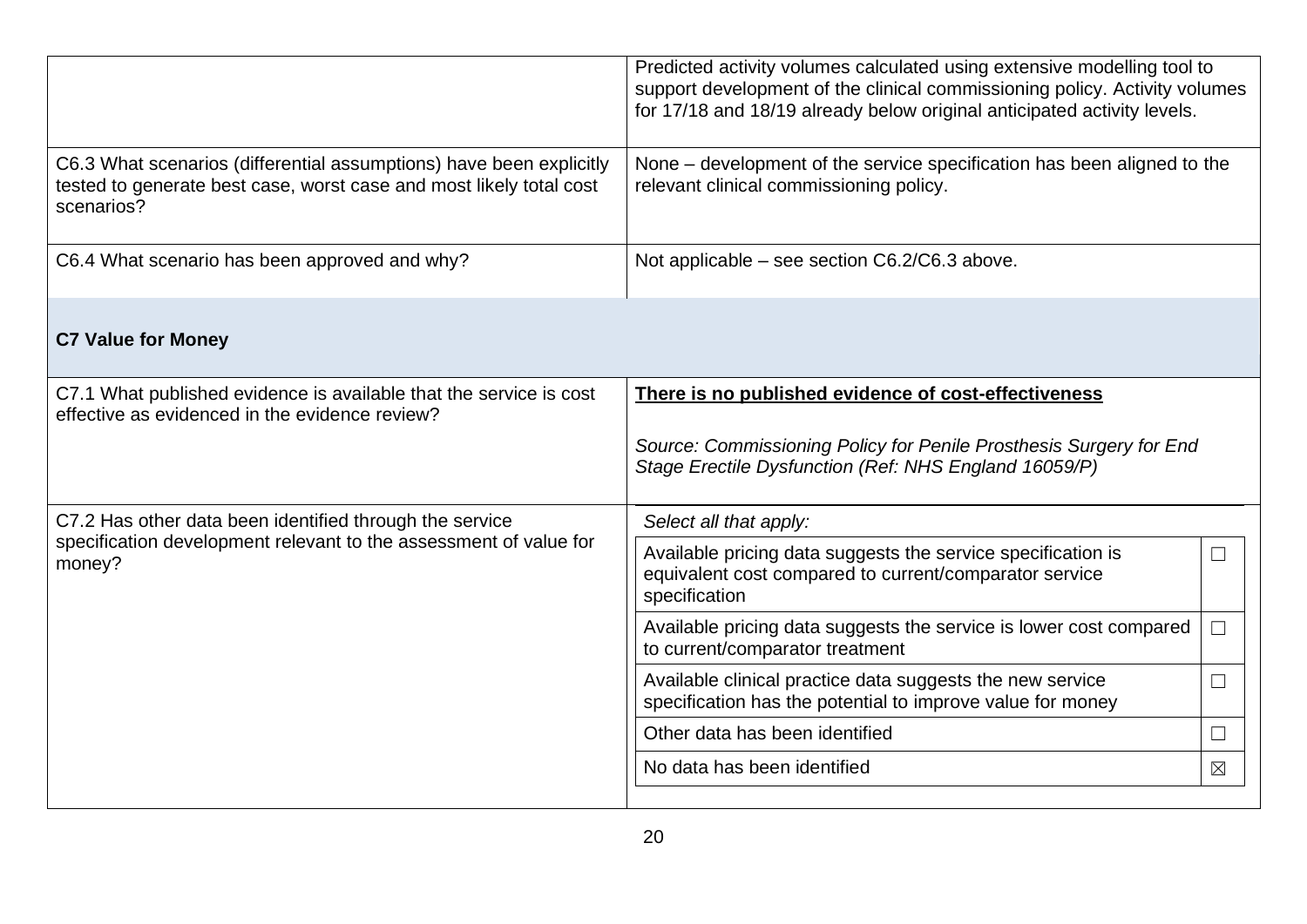| | |
|---|---|
| | Predicted activity volumes calculated using extensive modelling tool to support development of the clinical commissioning policy. Activity volumes for 17/18 and 18/19 already below original anticipated activity levels. |
| C6.3 What scenarios (differential assumptions) have been explicitly tested to generate best case, worst case and most likely total cost scenarios? | None – development of the service specification has been aligned to the relevant clinical commissioning policy. |
| C6.4 What scenario has been approved and why? | Not applicable – see section C6.2/C6.3 above. |

**C7 Value for Money**

| | |
|---|---|
| C7.1 What published evidence is available that the service is cost effective as evidenced in the evidence review? | **There is no published evidence of cost-effectiveness**<br><br>*Source: Commissioning Policy for Penile Prosthesis Surgery for End Stage Erectile Dysfunction (Ref: NHS England 16059/P)* |
| C7.2 Has other data been identified through the service specification development relevant to the assessment of value for money? | *Select all that apply:*<br>Available pricing data suggests the service specification is equivalent cost compared to current/comparator service specification ☐<br>Available pricing data suggests the service is lower cost compared to current/comparator treatment ☐<br>Available clinical practice data suggests the new service specification has the potential to improve value for money ☐<br>Other data has been identified ☐<br>No data has been identified ☒ |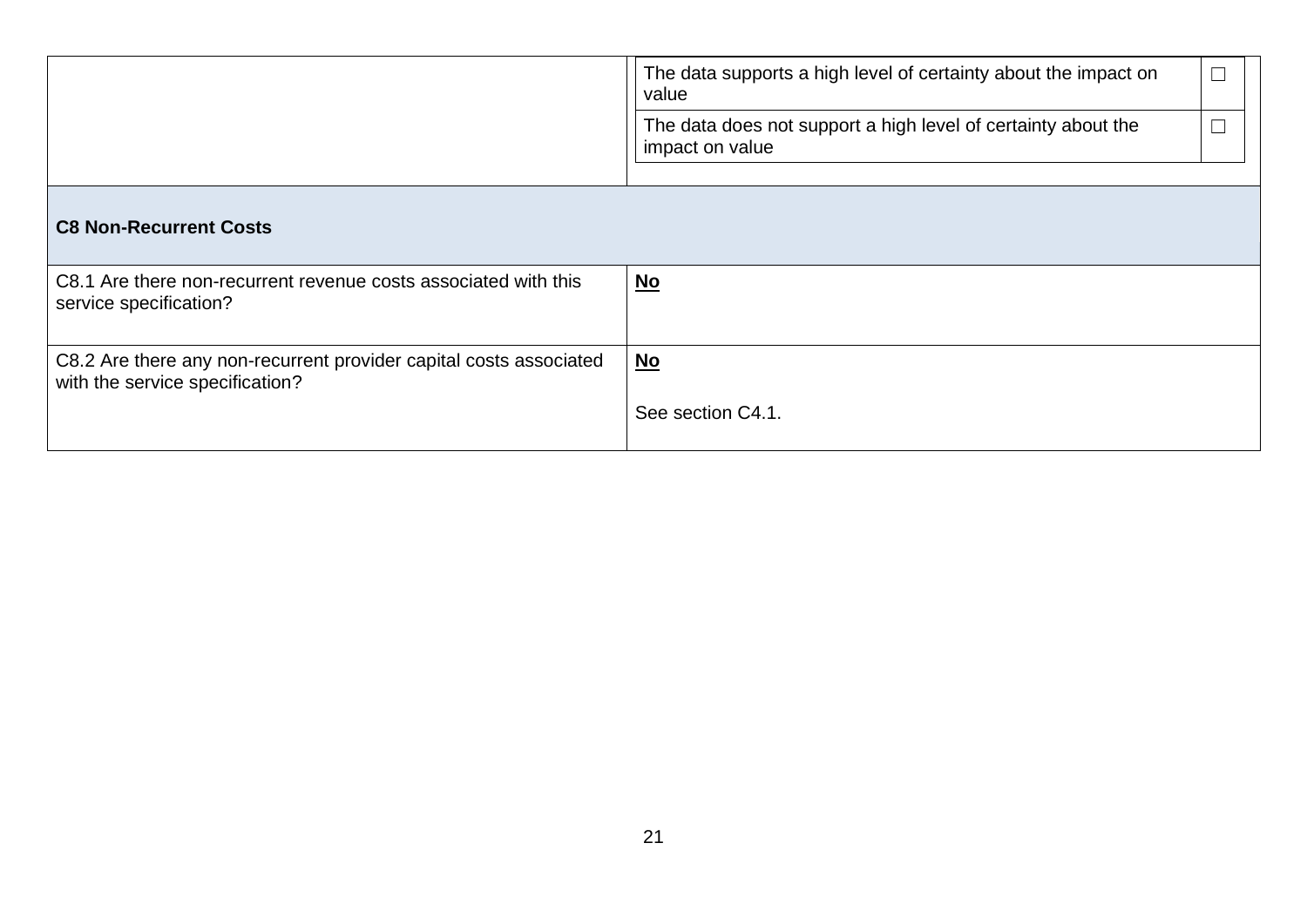| | |
|---|---|
| | The data supports a high level of certainty about the impact on value ☐<br>The data does not support a high level of certainty about the impact on value ☐ |
| **C8 Non-Recurrent Costs** | |
| C8.1 Are there non-recurrent revenue costs associated with this service specification? | **No** |
| C8.2 Are there any non-recurrent provider capital costs associated with the service specification? | **No**<br><br>See section C4.1. |